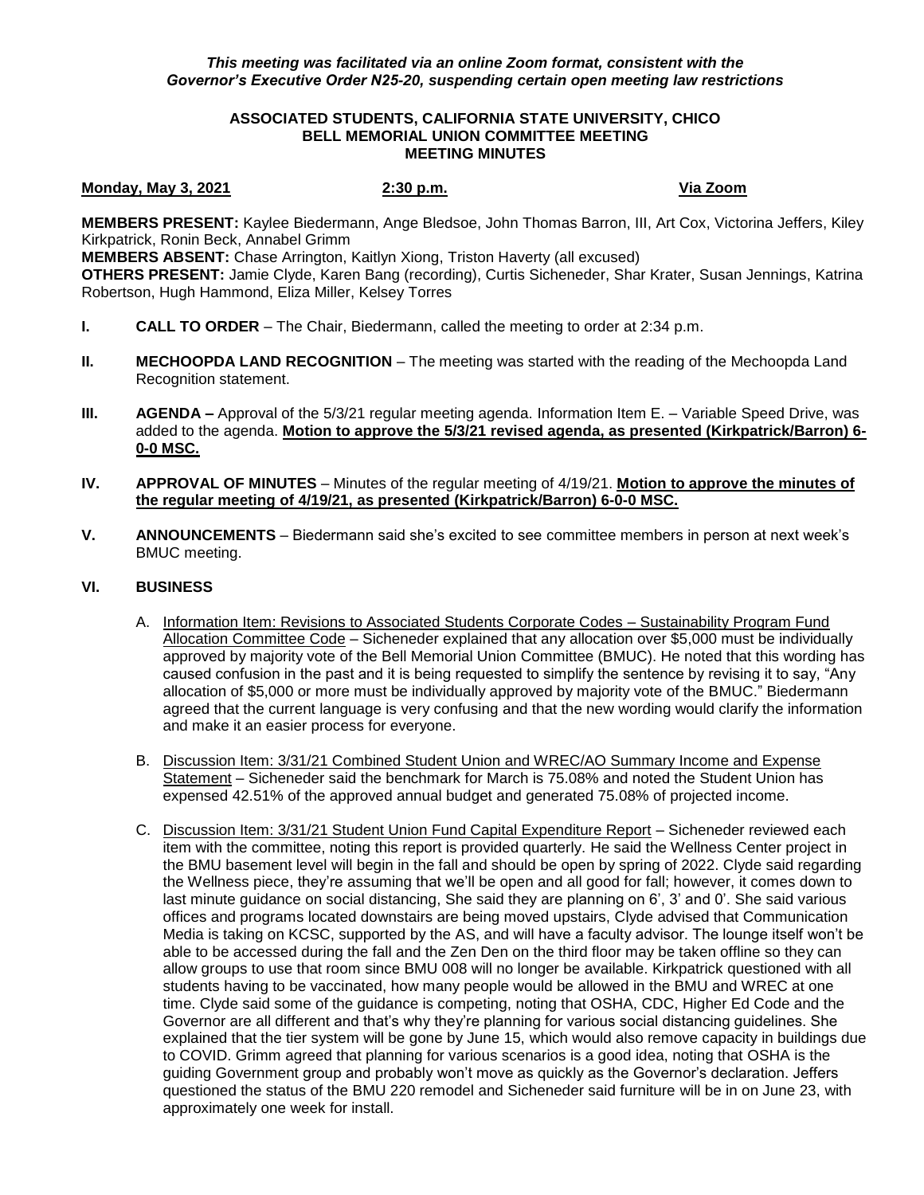*This meeting was facilitated via an online Zoom format, consistent with the Governor's Executive Order N25-20, suspending certain open meeting law restrictions*

**ASSOCIATED STUDENTS, CALIFORNIA STATE UNIVERSITY, CHICO**
**BELL MEMORIAL UNION COMMITTEE MEETING**
**MEETING MINUTES**

**Monday, May 3, 2021** **2:30 p.m.** **Via Zoom**

**MEMBERS PRESENT:** Kaylee Biedermann, Ange Bledsoe, John Thomas Barron, III, Art Cox, Victorina Jeffers, Kiley Kirkpatrick, Ronin Beck, Annabel Grimm
**MEMBERS ABSENT:** Chase Arrington, Kaitlyn Xiong, Triston Haverty (all excused)
**OTHERS PRESENT:** Jamie Clyde, Karen Bang (recording), Curtis Sicheneder, Shar Krater, Susan Jennings, Katrina Robertson, Hugh Hammond, Eliza Miller, Kelsey Torres

**I. CALL TO ORDER** – The Chair, Biedermann, called the meeting to order at 2:34 p.m.

**II. MECHOOPDA LAND RECOGNITION** – The meeting was started with the reading of the Mechoopda Land Recognition statement.

**III. AGENDA –** Approval of the 5/3/21 regular meeting agenda. Information Item E. – Variable Speed Drive, was added to the agenda. **Motion to approve the 5/3/21 revised agenda, as presented (Kirkpatrick/Barron) 6-0-0 MSC.**

**IV. APPROVAL OF MINUTES** – Minutes of the regular meeting of 4/19/21. **Motion to approve the minutes of the regular meeting of 4/19/21, as presented (Kirkpatrick/Barron) 6-0-0 MSC.**

**V. ANNOUNCEMENTS** – Biedermann said she's excited to see committee members in person at next week's BMUC meeting.

**VI. BUSINESS**

A. Information Item: Revisions to Associated Students Corporate Codes – Sustainability Program Fund Allocation Committee Code – Sicheneder explained that any allocation over $5,000 must be individually approved by majority vote of the Bell Memorial Union Committee (BMUC). He noted that this wording has caused confusion in the past and it is being requested to simplify the sentence by revising it to say, "Any allocation of $5,000 or more must be individually approved by majority vote of the BMUC." Biedermann agreed that the current language is very confusing and that the new wording would clarify the information and make it an easier process for everyone.

B. Discussion Item: 3/31/21 Combined Student Union and WREC/AO Summary Income and Expense Statement – Sicheneder said the benchmark for March is 75.08% and noted the Student Union has expensed 42.51% of the approved annual budget and generated 75.08% of projected income.

C. Discussion Item: 3/31/21 Student Union Fund Capital Expenditure Report – Sicheneder reviewed each item with the committee, noting this report is provided quarterly. He said the Wellness Center project in the BMU basement level will begin in the fall and should be open by spring of 2022. Clyde said regarding the Wellness piece, they're assuming that we'll be open and all good for fall; however, it comes down to last minute guidance on social distancing, She said they are planning on 6', 3' and 0'. She said various offices and programs located downstairs are being moved upstairs, Clyde advised that Communication Media is taking on KCSC, supported by the AS, and will have a faculty advisor. The lounge itself won't be able to be accessed during the fall and the Zen Den on the third floor may be taken offline so they can allow groups to use that room since BMU 008 will no longer be available. Kirkpatrick questioned with all students having to be vaccinated, how many people would be allowed in the BMU and WREC at one time. Clyde said some of the guidance is competing, noting that OSHA, CDC, Higher Ed Code and the Governor are all different and that's why they're planning for various social distancing guidelines. She explained that the tier system will be gone by June 15, which would also remove capacity in buildings due to COVID. Grimm agreed that planning for various scenarios is a good idea, noting that OSHA is the guiding Government group and probably won't move as quickly as the Governor's declaration. Jeffers questioned the status of the BMU 220 remodel and Sicheneder said furniture will be in on June 23, with approximately one week for install.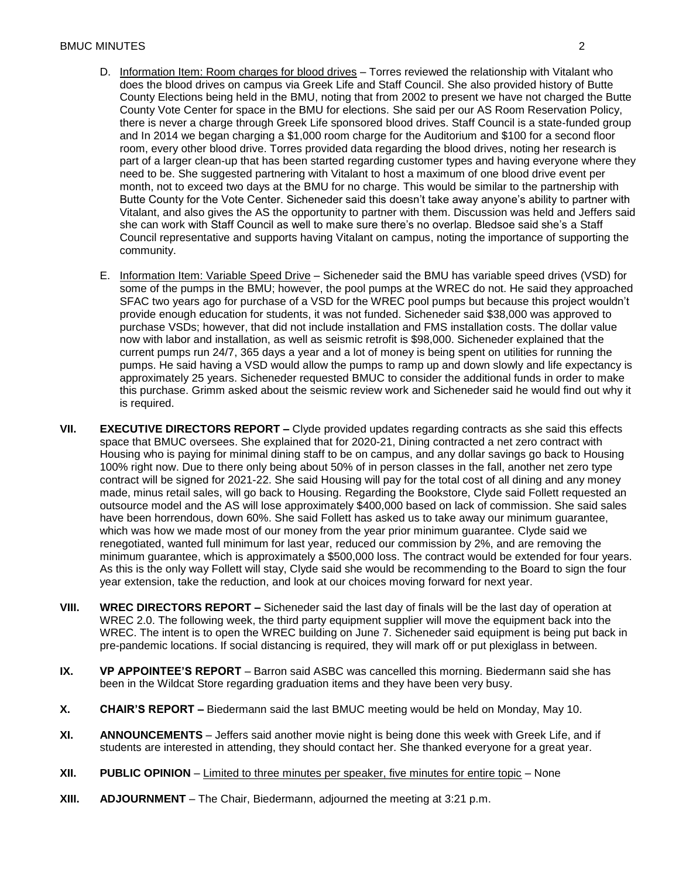D. Information Item: Room charges for blood drives – Torres reviewed the relationship with Vitalant who does the blood drives on campus via Greek Life and Staff Council. She also provided history of Butte County Elections being held in the BMU, noting that from 2002 to present we have not charged the Butte County Vote Center for space in the BMU for elections. She said per our AS Room Reservation Policy, there is never a charge through Greek Life sponsored blood drives. Staff Council is a state-funded group and In 2014 we began charging a $1,000 room charge for the Auditorium and $100 for a second floor room, every other blood drive. Torres provided data regarding the blood drives, noting her research is part of a larger clean-up that has been started regarding customer types and having everyone where they need to be. She suggested partnering with Vitalant to host a maximum of one blood drive event per month, not to exceed two days at the BMU for no charge. This would be similar to the partnership with Butte County for the Vote Center. Sicheneder said this doesn't take away anyone's ability to partner with Vitalant, and also gives the AS the opportunity to partner with them. Discussion was held and Jeffers said she can work with Staff Council as well to make sure there's no overlap. Bledsoe said she's a Staff Council representative and supports having Vitalant on campus, noting the importance of supporting the community.

E. Information Item: Variable Speed Drive – Sicheneder said the BMU has variable speed drives (VSD) for some of the pumps in the BMU; however, the pool pumps at the WREC do not. He said they approached SFAC two years ago for purchase of a VSD for the WREC pool pumps but because this project wouldn't provide enough education for students, it was not funded. Sicheneder said $38,000 was approved to purchase VSDs; however, that did not include installation and FMS installation costs. The dollar value now with labor and installation, as well as seismic retrofit is $98,000. Sicheneder explained that the current pumps run 24/7, 365 days a year and a lot of money is being spent on utilities for running the pumps. He said having a VSD would allow the pumps to ramp up and down slowly and life expectancy is approximately 25 years. Sicheneder requested BMUC to consider the additional funds in order to make this purchase. Grimm asked about the seismic review work and Sicheneder said he would find out why it is required.

**VII. EXECUTIVE DIRECTORS REPORT –** Clyde provided updates regarding contracts as she said this effects space that BMUC oversees. She explained that for 2020-21, Dining contracted a net zero contract with Housing who is paying for minimal dining staff to be on campus, and any dollar savings go back to Housing 100% right now. Due to there only being about 50% of in person classes in the fall, another net zero type contract will be signed for 2021-22. She said Housing will pay for the total cost of all dining and any money made, minus retail sales, will go back to Housing. Regarding the Bookstore, Clyde said Follett requested an outsource model and the AS will lose approximately $400,000 based on lack of commission. She said sales have been horrendous, down 60%. She said Follett has asked us to take away our minimum guarantee, which was how we made most of our money from the year prior minimum guarantee. Clyde said we renegotiated, wanted full minimum for last year, reduced our commission by 2%, and are removing the minimum guarantee, which is approximately a $500,000 loss. The contract would be extended for four years. As this is the only way Follett will stay, Clyde said she would be recommending to the Board to sign the four year extension, take the reduction, and look at our choices moving forward for next year.

**VIII. WREC DIRECTORS REPORT –** Sicheneder said the last day of finals will be the last day of operation at WREC 2.0. The following week, the third party equipment supplier will move the equipment back into the WREC. The intent is to open the WREC building on June 7. Sicheneder said equipment is being put back in pre-pandemic locations. If social distancing is required, they will mark off or put plexiglass in between.

**IX. VP APPOINTEE'S REPORT** – Barron said ASBC was cancelled this morning. Biedermann said she has been in the Wildcat Store regarding graduation items and they have been very busy.

**X. CHAIR'S REPORT –** Biedermann said the last BMUC meeting would be held on Monday, May 10.

**XI. ANNOUNCEMENTS** – Jeffers said another movie night is being done this week with Greek Life, and if students are interested in attending, they should contact her. She thanked everyone for a great year.

**XII. PUBLIC OPINION** – Limited to three minutes per speaker, five minutes for entire topic – None

**XIII. ADJOURNMENT** – The Chair, Biedermann, adjourned the meeting at 3:21 p.m.